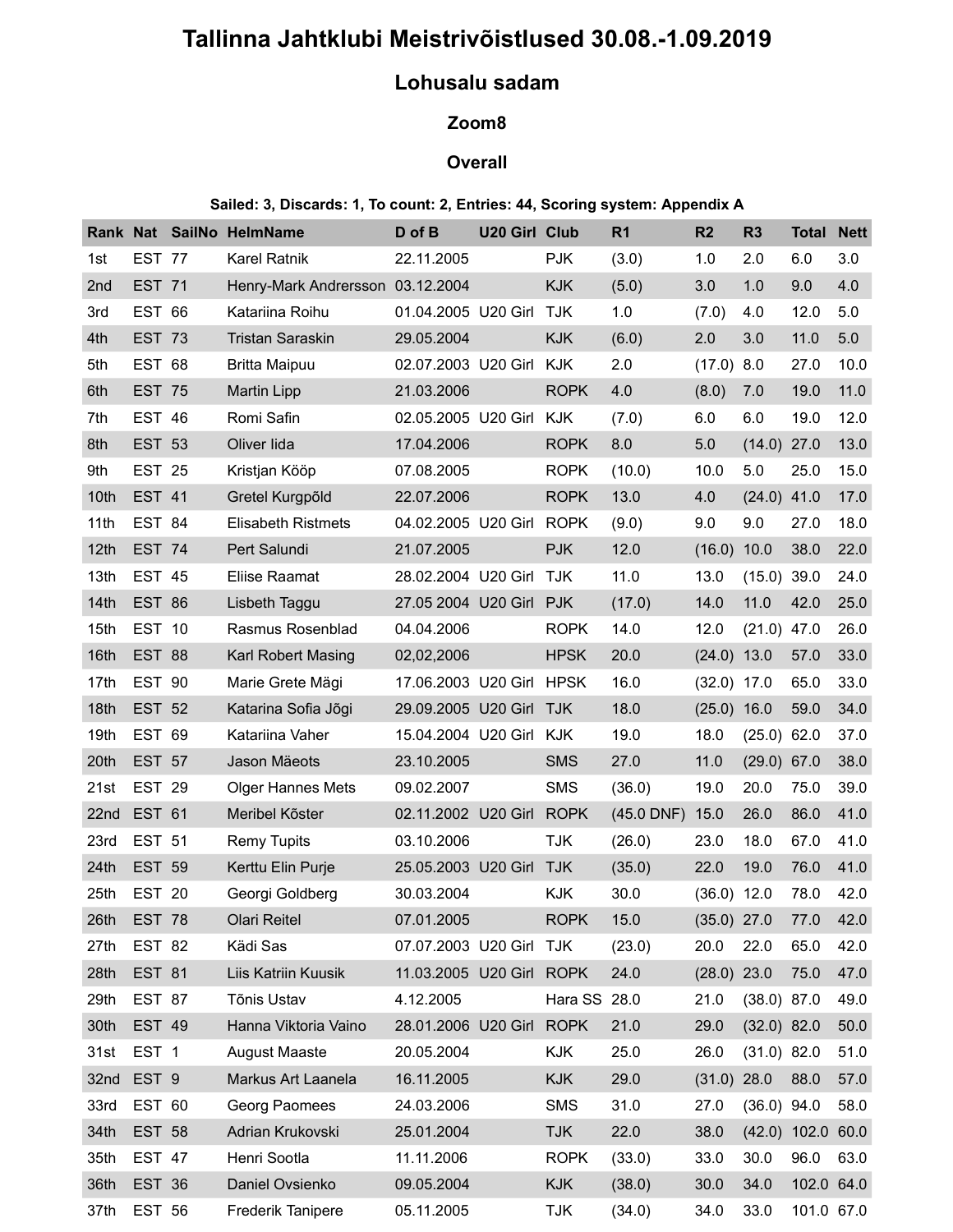# Tallinna Jahtklubi Meistrivõistlused 30.08.-1.09.2019

## Lohusalu sadam

### Zoom8

### Overall

**Sailed: 3, Discards: 1, To count: 2, Entries: 44, Scoring system: Appendix A**

| Rank | Nat | SailNo | HelmName | D of B | U20 Girl | Club | R1 | R2 | R3 | Total | Nett |
|---|---|---|---|---|---|---|---|---|---|---|---|
| 1st | EST | 77 | Karel Ratnik | 22.11.2005 | | PJK | (3.0) | 1.0 | 2.0 | 6.0 | 3.0 |
| 2nd | EST | 71 | Henry-Mark Andrersson | 03.12.2004 | | KJK | (5.0) | 3.0 | 1.0 | 9.0 | 4.0 |
| 3rd | EST | 66 | Katariina Roihu | 01.04.2005 | U20 Girl | TJK | 1.0 | (7.0) | 4.0 | 12.0 | 5.0 |
| 4th | EST | 73 | Tristan Saraskin | 29.05.2004 | | KJK | (6.0) | 2.0 | 3.0 | 11.0 | 5.0 |
| 5th | EST | 68 | Britta Maipuu | 02.07.2003 | U20 Girl | KJK | 2.0 | (17.0) | 8.0 | 27.0 | 10.0 |
| 6th | EST | 75 | Martin Lipp | 21.03.2006 | | ROPK | 4.0 | (8.0) | 7.0 | 19.0 | 11.0 |
| 7th | EST | 46 | Romi Safin | 02.05.2005 | U20 Girl | KJK | (7.0) | 6.0 | 6.0 | 19.0 | 12.0 |
| 8th | EST | 53 | Oliver Iida | 17.04.2006 | | ROPK | 8.0 | 5.0 | (14.0) | 27.0 | 13.0 |
| 9th | EST | 25 | Kristjan Kööp | 07.08.2005 | | ROPK | (10.0) | 10.0 | 5.0 | 25.0 | 15.0 |
| 10th | EST | 41 | Gretel Kurgpõld | 22.07.2006 | | ROPK | 13.0 | 4.0 | (24.0) | 41.0 | 17.0 |
| 11th | EST | 84 | Elisabeth Ristmets | 04.02.2005 | U20 Girl | ROPK | (9.0) | 9.0 | 9.0 | 27.0 | 18.0 |
| 12th | EST | 74 | Pert Salundi | 21.07.2005 | | PJK | 12.0 | (16.0) | 10.0 | 38.0 | 22.0 |
| 13th | EST | 45 | Eliise Raamat | 28.02.2004 | U20 Girl | TJK | 11.0 | 13.0 | (15.0) | 39.0 | 24.0 |
| 14th | EST | 86 | Lisbeth Taggu | 27.05 2004 | U20 Girl | PJK | (17.0) | 14.0 | 11.0 | 42.0 | 25.0 |
| 15th | EST | 10 | Rasmus Rosenblad | 04.04.2006 | | ROPK | 14.0 | 12.0 | (21.0) | 47.0 | 26.0 |
| 16th | EST | 88 | Karl Robert Masing | 02,02,2006 | | HPSK | 20.0 | (24.0) | 13.0 | 57.0 | 33.0 |
| 17th | EST | 90 | Marie Grete Mägi | 17.06.2003 | U20 Girl | HPSK | 16.0 | (32.0) | 17.0 | 65.0 | 33.0 |
| 18th | EST | 52 | Katarina Sofia Jõgi | 29.09.2005 | U20 Girl | TJK | 18.0 | (25.0) | 16.0 | 59.0 | 34.0 |
| 19th | EST | 69 | Katariina Vaher | 15.04.2004 | U20 Girl | KJK | 19.0 | 18.0 | (25.0) | 62.0 | 37.0 |
| 20th | EST | 57 | Jason Mäeots | 23.10.2005 | | SMS | 27.0 | 11.0 | (29.0) | 67.0 | 38.0 |
| 21st | EST | 29 | Olger Hannes Mets | 09.02.2007 | | SMS | (36.0) | 19.0 | 20.0 | 75.0 | 39.0 |
| 22nd | EST | 61 | Meribel Kõster | 02.11.2002 | U20 Girl | ROPK | (45.0 DNF) | 15.0 | 26.0 | 86.0 | 41.0 |
| 23rd | EST | 51 | Remy Tupits | 03.10.2006 | | TJK | (26.0) | 23.0 | 18.0 | 67.0 | 41.0 |
| 24th | EST | 59 | Kerttu Elin Purje | 25.05.2003 | U20 Girl | TJK | (35.0) | 22.0 | 19.0 | 76.0 | 41.0 |
| 25th | EST | 20 | Georgi Goldberg | 30.03.2004 | | KJK | 30.0 | (36.0) | 12.0 | 78.0 | 42.0 |
| 26th | EST | 78 | Olari Reitel | 07.01.2005 | | ROPK | 15.0 | (35.0) | 27.0 | 77.0 | 42.0 |
| 27th | EST | 82 | Kädi Sas | 07.07.2003 | U20 Girl | TJK | (23.0) | 20.0 | 22.0 | 65.0 | 42.0 |
| 28th | EST | 81 | Liis Katriin Kuusik | 11.03.2005 | U20 Girl | ROPK | 24.0 | (28.0) | 23.0 | 75.0 | 47.0 |
| 29th | EST | 87 | Tõnis Ustav | 4.12.2005 | | Hara SS | 28.0 | 21.0 | (38.0) | 87.0 | 49.0 |
| 30th | EST | 49 | Hanna Viktoria Vaino | 28.01.2006 | U20 Girl | ROPK | 21.0 | 29.0 | (32.0) | 82.0 | 50.0 |
| 31st | EST | 1 | August Maaste | 20.05.2004 | | KJK | 25.0 | 26.0 | (31.0) | 82.0 | 51.0 |
| 32nd | EST | 9 | Markus Art Laanela | 16.11.2005 | | KJK | 29.0 | (31.0) | 28.0 | 88.0 | 57.0 |
| 33rd | EST | 60 | Georg Paomees | 24.03.2006 | | SMS | 31.0 | 27.0 | (36.0) | 94.0 | 58.0 |
| 34th | EST | 58 | Adrian Krukovski | 25.01.2004 | | TJK | 22.0 | 38.0 | (42.0) | 102.0 | 60.0 |
| 35th | EST | 47 | Henri Sootla | 11.11.2006 | | ROPK | (33.0) | 33.0 | 30.0 | 96.0 | 63.0 |
| 36th | EST | 36 | Daniel Ovsienko | 09.05.2004 | | KJK | (38.0) | 30.0 | 34.0 | 102.0 | 64.0 |
| 37th | EST | 56 | Frederik Tanipere | 05.11.2005 | | TJK | (34.0) | 34.0 | 33.0 | 101.0 | 67.0 |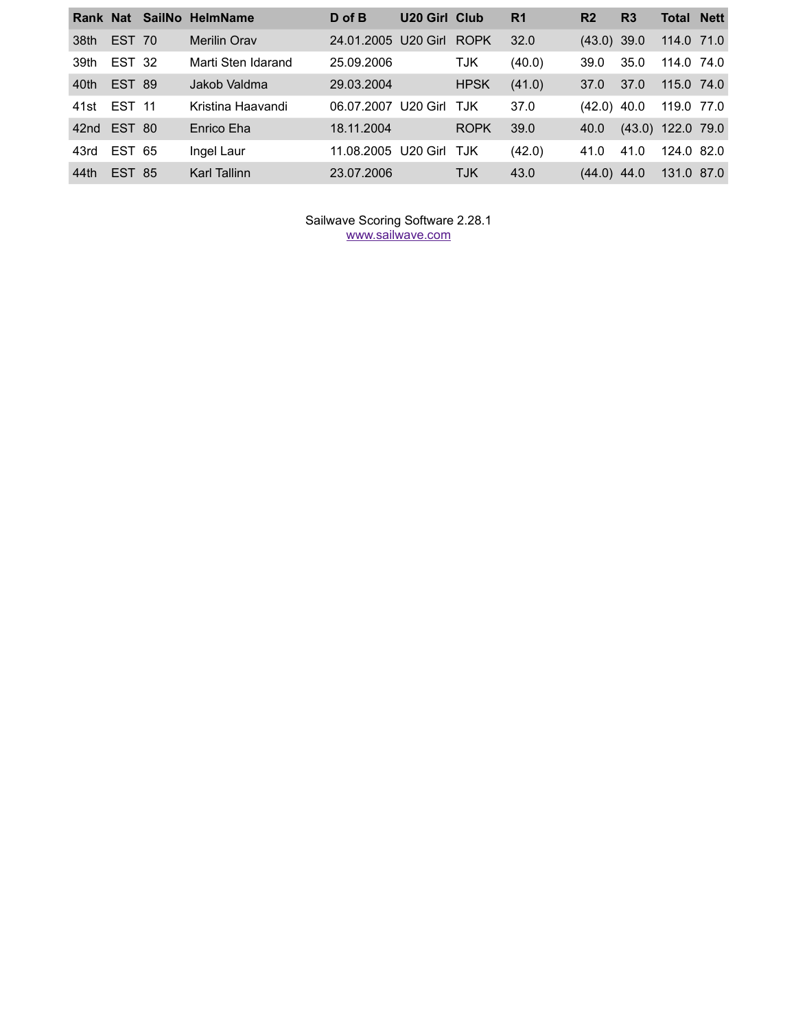| Rank | Nat | SailNo | HelmName | D of B | U20 Girl | Club | R1 | R2 | R3 | Total | Nett |
|---|---|---|---|---|---|---|---|---|---|---|---|
| 38th | EST | 70 | Merilin Orav | 24.01.2005 | U20 Girl | ROPK | 32.0 | (43.0) | 39.0 | 114.0 | 71.0 |
| 39th | EST | 32 | Marti Sten Idarand | 25.09.2006 | | TJK | (40.0) | 39.0 | 35.0 | 114.0 | 74.0 |
| 40th | EST | 89 | Jakob Valdma | 29.03.2004 | | HPSK | (41.0) | 37.0 | 37.0 | 115.0 | 74.0 |
| 41st | EST | 11 | Kristina Haavandi | 06.07.2007 | U20 Girl | TJK | 37.0 | (42.0) | 40.0 | 119.0 | 77.0 |
| 42nd | EST | 80 | Enrico Eha | 18.11.2004 | | ROPK | 39.0 | 40.0 | (43.0) | 122.0 | 79.0 |
| 43rd | EST | 65 | Ingel Laur | 11.08.2005 | U20 Girl | TJK | (42.0) | 41.0 | 41.0 | 124.0 | 82.0 |
| 44th | EST | 85 | Karl Tallinn | 23.07.2006 | | TJK | 43.0 | (44.0) | 44.0 | 131.0 | 87.0 |

Sailwave Scoring Software 2.28.1
www.sailwave.com